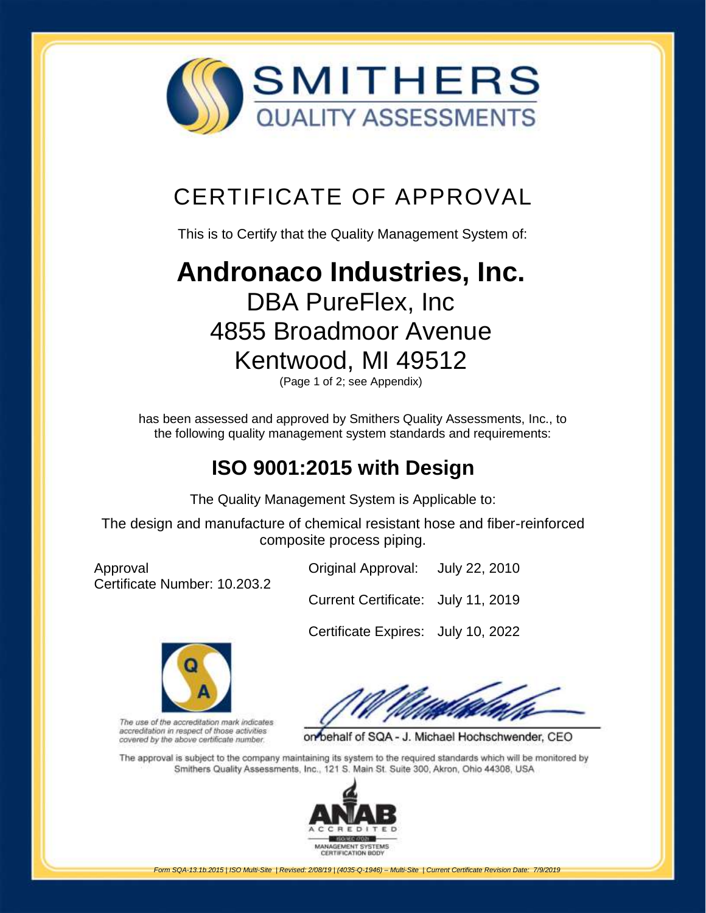# SMITHERS
## QUALITY ASSESSMENTS

# CERTIFICATE OF APPROVAL

This is to Certify that the Quality Management System of:

# Andronaco Industries, Inc.

DBA PureFlex, Inc
4855 Broadmoor Avenue
Kentwood, MI 49512
(Page 1 of 2; see Appendix)

has been assessed and approved by Smithers Quality Assessments, Inc., to the following quality management system standards and requirements:

## ISO 9001:2015 with Design

The Quality Management System is Applicable to:

The design and manufacture of chemical resistant hose and fiber-reinforced composite process piping.

Approval
Certificate Number: 10.203.2

Original Approval: July 22, 2010

Current Certificate: July 11, 2019

Certificate Expires: July 10, 2022

*The use of the accreditation mark indicates accreditation in respect of those activities covered by the above certificate number.*

on behalf of SQA - J. Michael Hochschwender, CEO

The approval is subject to the company maintaining its system to the required standards which will be monitored by Smithers Quality Assessments, Inc., 121 S. Main St. Suite 300, Akron, Ohio 44308, USA

ANAB ACCREDITED
ISO/IEC 17021
MANAGEMENT SYSTEMS CERTIFICATION BODY

*Form SQA-13.1b.2015 | ISO Multi-Site | Revised: 2/08/19 | (4035-Q-1946) – Multi-Site | Current Certificate Revision Date: 7/9/2019*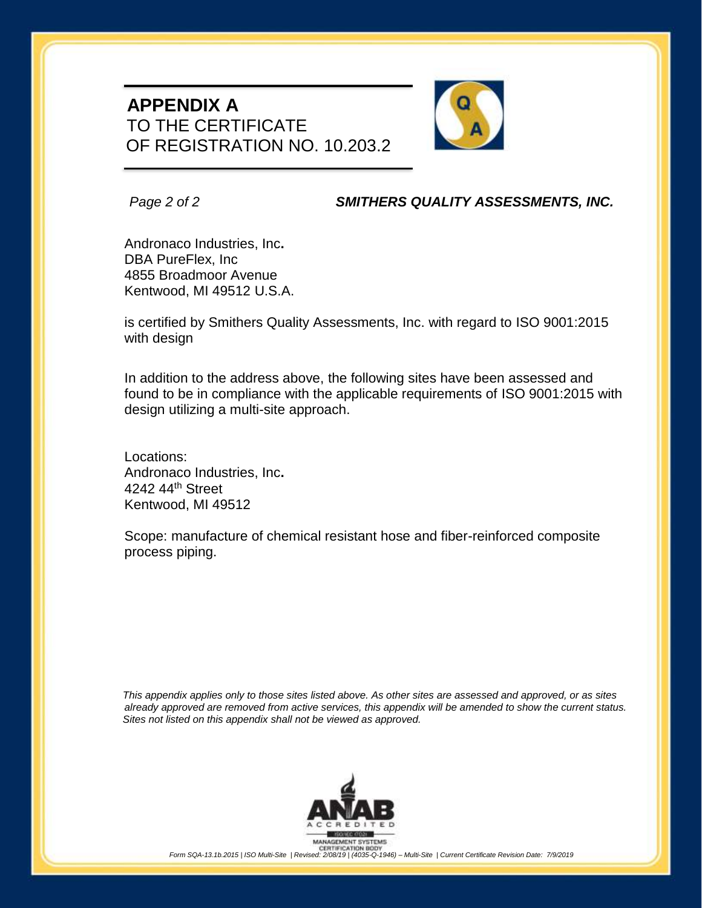# APPENDIX A
TO THE CERTIFICATE
OF REGISTRATION NO. 10.203.2

*Page 2 of 2* ***SMITHERS QUALITY ASSESSMENTS, INC.***

Andronaco Industries, Inc.
DBA PureFlex, Inc
4855 Broadmoor Avenue
Kentwood, MI 49512 U.S.A.

is certified by Smithers Quality Assessments, Inc. with regard to ISO 9001:2015 with design

In addition to the address above, the following sites have been assessed and found to be in compliance with the applicable requirements of ISO 9001:2015 with design utilizing a multi-site approach.

Locations:
Andronaco Industries, Inc.
4242 44th Street
Kentwood, MI 49512

Scope: manufacture of chemical resistant hose and fiber-reinforced composite process piping.

*This appendix applies only to those sites listed above. As other sites are assessed and approved, or as sites already approved are removed from active services, this appendix will be amended to show the current status. Sites not listed on this appendix shall not be viewed as approved.*

ANAB ACCREDITED
ISO/IEC 17021
MANAGEMENT SYSTEMS
CERTIFICATION BODY

*Form SQA-13.1b.2015 | ISO Multi-Site | Revised: 2/08/19 | (4035-Q-1946) – Multi-Site | Current Certificate Revision Date: 7/9/2019*